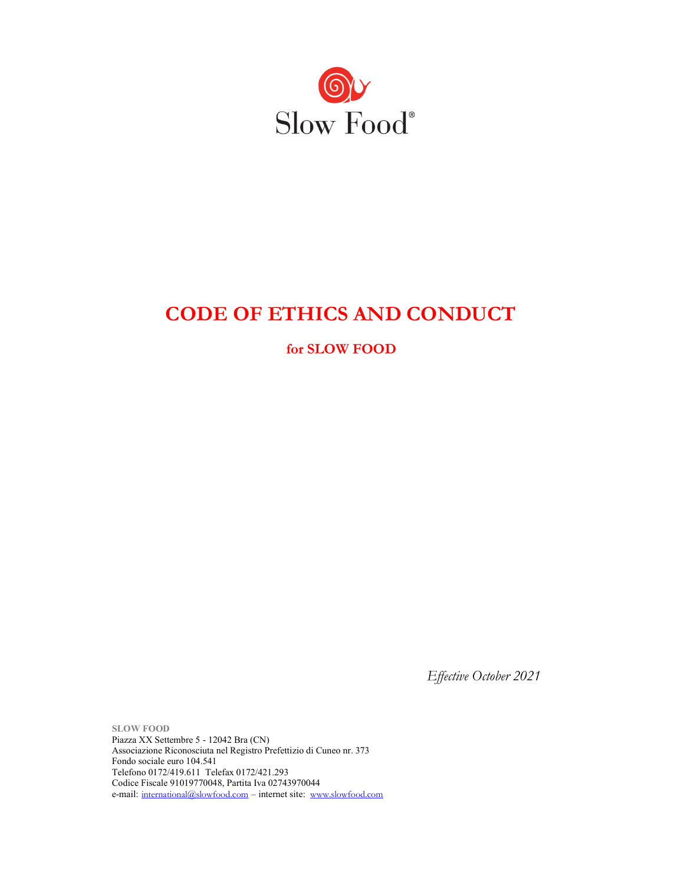Slow Food®

# CODE OF ETHICS AND CONDUCT

## for SLOW FOOD

*Effective October 2021*

**SLOW FOOD**
Piazza XX Settembre 5 - 12042 Bra (CN)
Associazione Riconosciuta nel Registro Prefettizio di Cuneo nr. 373
Fondo sociale euro 104.541
Telefono 0172/419.611 Telefax 0172/421.293
Codice Fiscale 91019770048, Partita Iva 02743970044
e-mail: international@slowfood.com – internet site: www.slowfood.com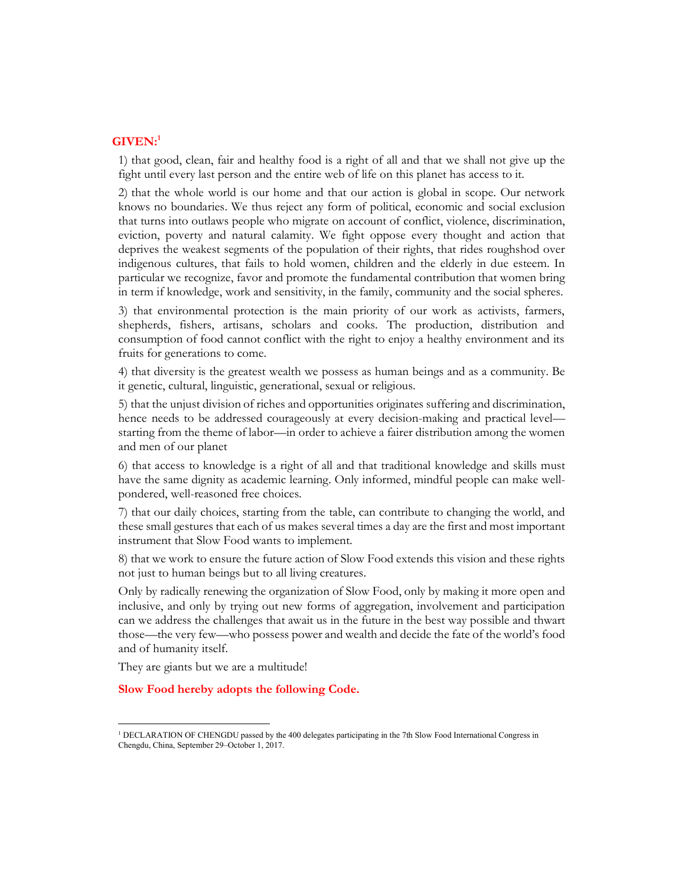**GIVEN:**[1]

1) that good, clean, fair and healthy food is a right of all and that we shall not give up the fight until every last person and the entire web of life on this planet has access to it.

2) that the whole world is our home and that our action is global in scope. Our network knows no boundaries. We thus reject any form of political, economic and social exclusion that turns into outlaws people who migrate on account of conflict, violence, discrimination, eviction, poverty and natural calamity. We fight oppose every thought and action that deprives the weakest segments of the population of their rights, that rides roughshod over indigenous cultures, that fails to hold women, children and the elderly in due esteem. In particular we recognize, favor and promote the fundamental contribution that women bring in term if knowledge, work and sensitivity, in the family, community and the social spheres.

3) that environmental protection is the main priority of our work as activists, farmers, shepherds, fishers, artisans, scholars and cooks. The production, distribution and consumption of food cannot conflict with the right to enjoy a healthy environment and its fruits for generations to come.

4) that diversity is the greatest wealth we possess as human beings and as a community. Be it genetic, cultural, linguistic, generational, sexual or religious.

5) that the unjust division of riches and opportunities originates suffering and discrimination, hence needs to be addressed courageously at every decision-making and practical level—starting from the theme of labor—in order to achieve a fairer distribution among the women and men of our planet

6) that access to knowledge is a right of all and that traditional knowledge and skills must have the same dignity as academic learning. Only informed, mindful people can make well-pondered, well-reasoned free choices.

7) that our daily choices, starting from the table, can contribute to changing the world, and these small gestures that each of us makes several times a day are the first and most important instrument that Slow Food wants to implement.

8) that we work to ensure the future action of Slow Food extends this vision and these rights not just to human beings but to all living creatures.

Only by radically renewing the organization of Slow Food, only by making it more open and inclusive, and only by trying out new forms of aggregation, involvement and participation can we address the challenges that await us in the future in the best way possible and thwart those—the very few—who possess power and wealth and decide the fate of the world's food and of humanity itself.

They are giants but we are a multitude!

**Slow Food hereby adopts the following Code.**

---

[1] DECLARATION OF CHENGDU passed by the 400 delegates participating in the 7th Slow Food International Congress in Chengdu, China, September 29–October 1, 2017.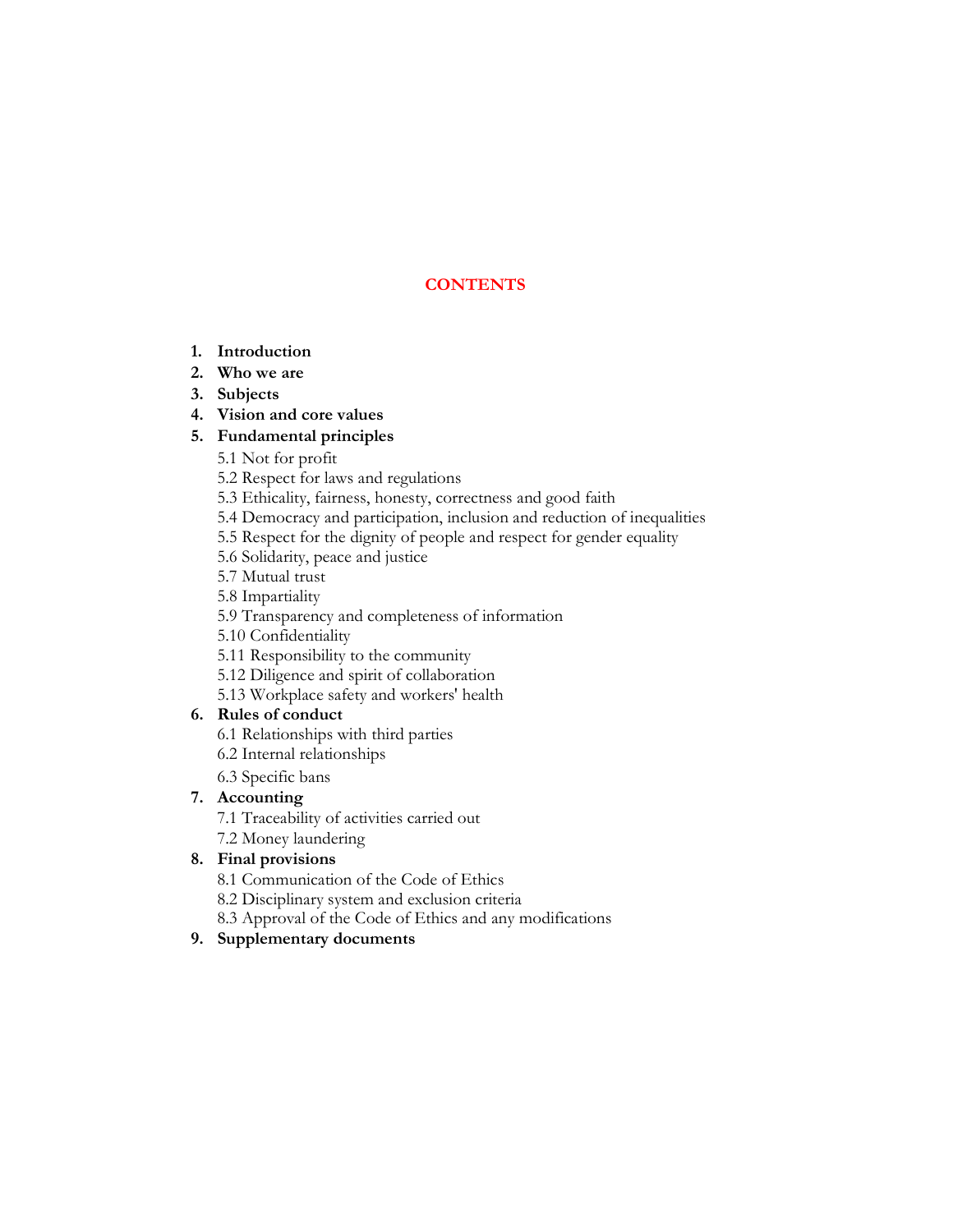# CONTENTS

1. **Introduction**
2. **Who we are**
3. **Subjects**
4. **Vision and core values**
5. **Fundamental principles**
   - 5.1 Not for profit
   - 5.2 Respect for laws and regulations
   - 5.3 Ethicality, fairness, honesty, correctness and good faith
   - 5.4 Democracy and participation, inclusion and reduction of inequalities
   - 5.5 Respect for the dignity of people and respect for gender equality
   - 5.6 Solidarity, peace and justice
   - 5.7 Mutual trust
   - 5.8 Impartiality
   - 5.9 Transparency and completeness of information
   - 5.10 Confidentiality
   - 5.11 Responsibility to the community
   - 5.12 Diligence and spirit of collaboration
   - 5.13 Workplace safety and workers' health
6. **Rules of conduct**
   - 6.1 Relationships with third parties
   - 6.2 Internal relationships
   - 6.3 Specific bans
7. **Accounting**
   - 7.1 Traceability of activities carried out
   - 7.2 Money laundering
8. **Final provisions**
   - 8.1 Communication of the Code of Ethics
   - 8.2 Disciplinary system and exclusion criteria
   - 8.3 Approval of the Code of Ethics and any modifications
9. **Supplementary documents**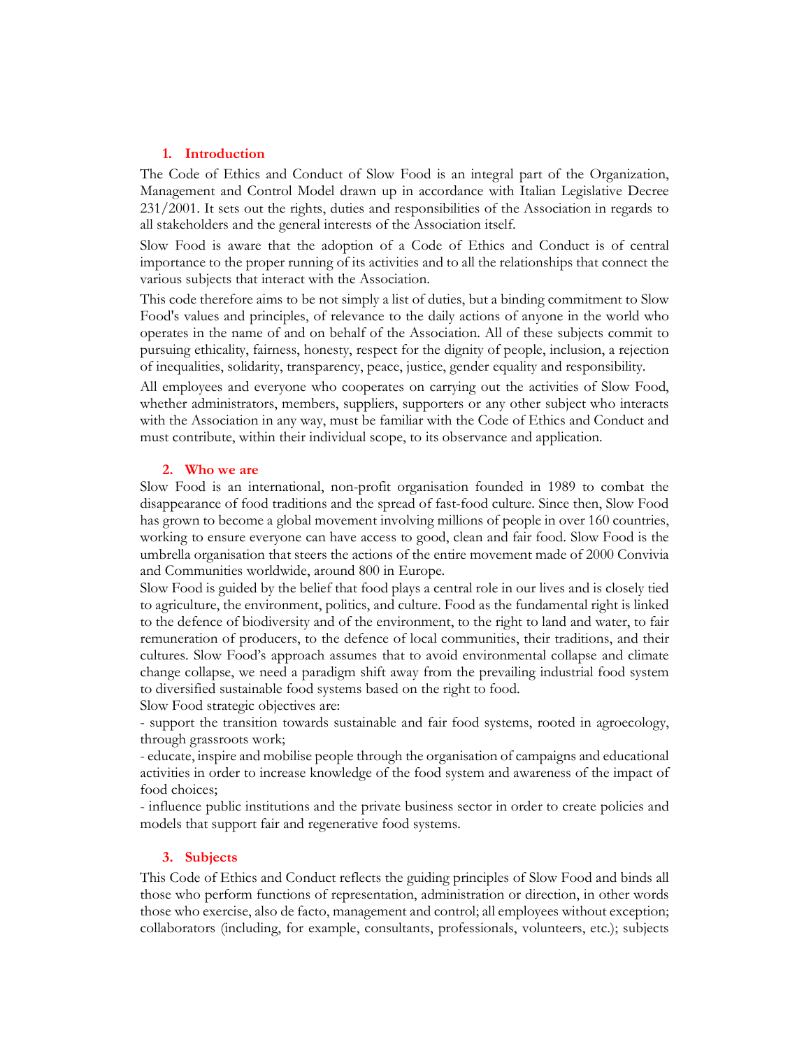## 1. Introduction

The Code of Ethics and Conduct of Slow Food is an integral part of the Organization, Management and Control Model drawn up in accordance with Italian Legislative Decree 231/2001. It sets out the rights, duties and responsibilities of the Association in regards to all stakeholders and the general interests of the Association itself.

Slow Food is aware that the adoption of a Code of Ethics and Conduct is of central importance to the proper running of its activities and to all the relationships that connect the various subjects that interact with the Association.

This code therefore aims to be not simply a list of duties, but a binding commitment to Slow Food's values and principles, of relevance to the daily actions of anyone in the world who operates in the name of and on behalf of the Association. All of these subjects commit to pursuing ethicality, fairness, honesty, respect for the dignity of people, inclusion, a rejection of inequalities, solidarity, transparency, peace, justice, gender equality and responsibility.

All employees and everyone who cooperates on carrying out the activities of Slow Food, whether administrators, members, suppliers, supporters or any other subject who interacts with the Association in any way, must be familiar with the Code of Ethics and Conduct and must contribute, within their individual scope, to its observance and application.

## 2. Who we are

Slow Food is an international, non-profit organisation founded in 1989 to combat the disappearance of food traditions and the spread of fast-food culture. Since then, Slow Food has grown to become a global movement involving millions of people in over 160 countries, working to ensure everyone can have access to good, clean and fair food. Slow Food is the umbrella organisation that steers the actions of the entire movement made of 2000 Convivia and Communities worldwide, around 800 in Europe.

Slow Food is guided by the belief that food plays a central role in our lives and is closely tied to agriculture, the environment, politics, and culture. Food as the fundamental right is linked to the defence of biodiversity and of the environment, to the right to land and water, to fair remuneration of producers, to the defence of local communities, their traditions, and their cultures. Slow Food's approach assumes that to avoid environmental collapse and climate change collapse, we need a paradigm shift away from the prevailing industrial food system to diversified sustainable food systems based on the right to food.

Slow Food strategic objectives are:

- support the transition towards sustainable and fair food systems, rooted in agroecology, through grassroots work;
- educate, inspire and mobilise people through the organisation of campaigns and educational activities in order to increase knowledge of the food system and awareness of the impact of food choices;
- influence public institutions and the private business sector in order to create policies and models that support fair and regenerative food systems.

## 3. Subjects

This Code of Ethics and Conduct reflects the guiding principles of Slow Food and binds all those who perform functions of representation, administration or direction, in other words those who exercise, also de facto, management and control; all employees without exception; collaborators (including, for example, consultants, professionals, volunteers, etc.); subjects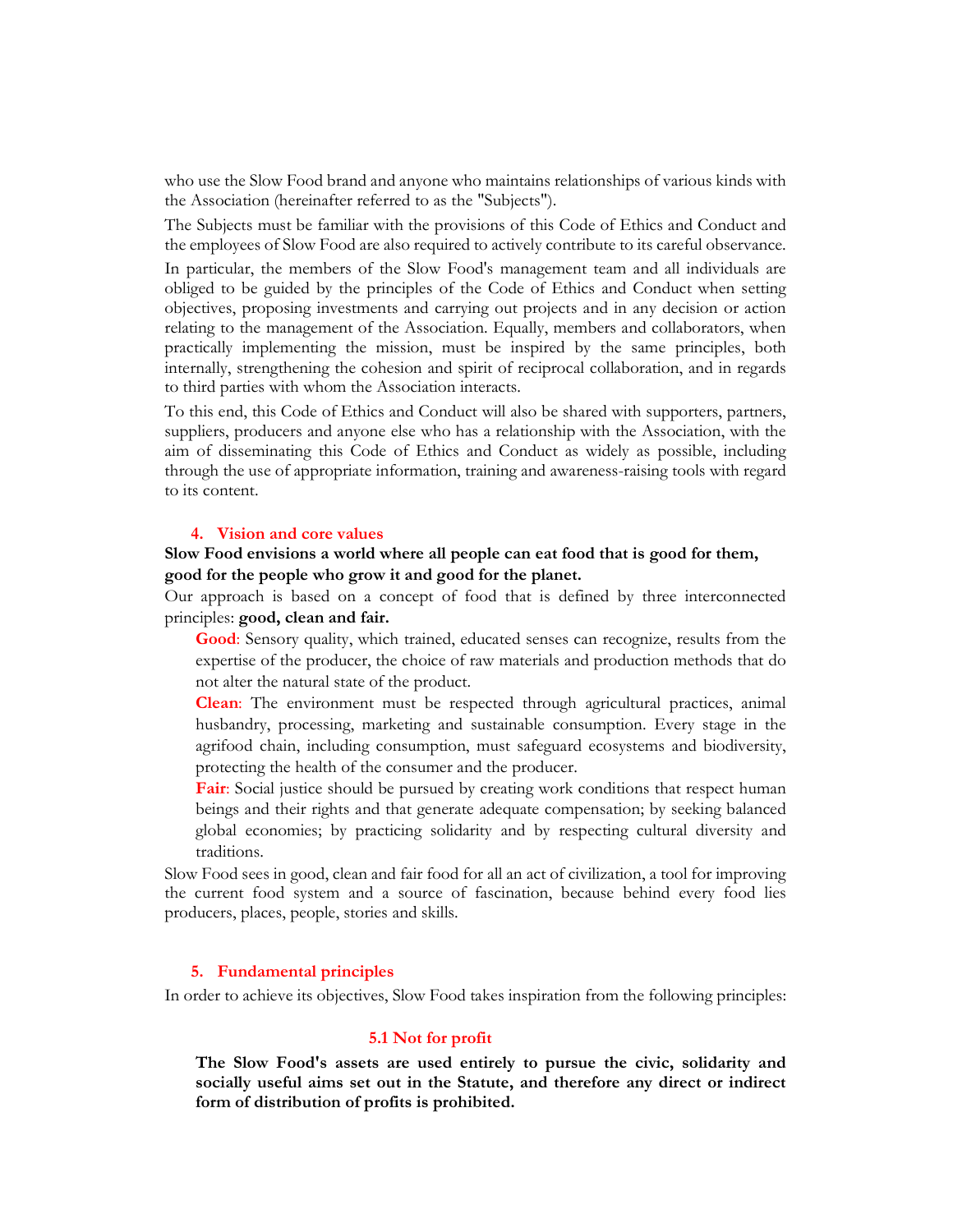who use the Slow Food brand and anyone who maintains relationships of various kinds with the Association (hereinafter referred to as the "Subjects").

The Subjects must be familiar with the provisions of this Code of Ethics and Conduct and the employees of Slow Food are also required to actively contribute to its careful observance.

In particular, the members of the Slow Food's management team and all individuals are obliged to be guided by the principles of the Code of Ethics and Conduct when setting objectives, proposing investments and carrying out projects and in any decision or action relating to the management of the Association. Equally, members and collaborators, when practically implementing the mission, must be inspired by the same principles, both internally, strengthening the cohesion and spirit of reciprocal collaboration, and in regards to third parties with whom the Association interacts.

To this end, this Code of Ethics and Conduct will also be shared with supporters, partners, suppliers, producers and anyone else who has a relationship with the Association, with the aim of disseminating this Code of Ethics and Conduct as widely as possible, including through the use of appropriate information, training and awareness-raising tools with regard to its content.

## 4. Vision and core values

**Slow Food envisions a world where all people can eat food that is good for them, good for the people who grow it and good for the planet.**

Our approach is based on a concept of food that is defined by three interconnected principles: **good, clean and fair.**

> **Good**: Sensory quality, which trained, educated senses can recognize, results from the expertise of the producer, the choice of raw materials and production methods that do not alter the natural state of the product.
>
> **Clean**: The environment must be respected through agricultural practices, animal husbandry, processing, marketing and sustainable consumption. Every stage in the agrifood chain, including consumption, must safeguard ecosystems and biodiversity, protecting the health of the consumer and the producer.
>
> **Fair**: Social justice should be pursued by creating work conditions that respect human beings and their rights and that generate adequate compensation; by seeking balanced global economies; by practicing solidarity and by respecting cultural diversity and traditions.

Slow Food sees in good, clean and fair food for all an act of civilization, a tool for improving the current food system and a source of fascination, because behind every food lies producers, places, people, stories and skills.

## 5. Fundamental principles

In order to achieve its objectives, Slow Food takes inspiration from the following principles:

### 5.1 Not for profit

**The Slow Food's assets are used entirely to pursue the civic, solidarity and socially useful aims set out in the Statute, and therefore any direct or indirect form of distribution of profits is prohibited.**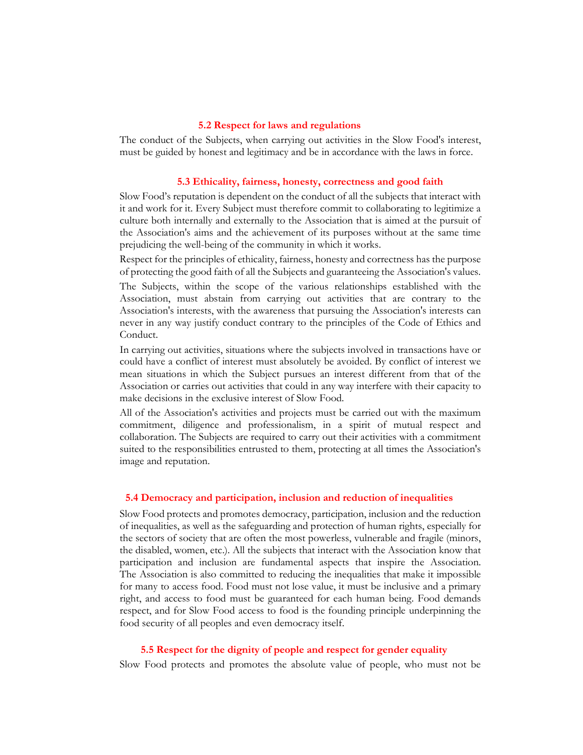### 5.2 Respect for laws and regulations

The conduct of the Subjects, when carrying out activities in the Slow Food's interest, must be guided by honest and legitimacy and be in accordance with the laws in force.

### 5.3 Ethicality, fairness, honesty, correctness and good faith

Slow Food's reputation is dependent on the conduct of all the subjects that interact with it and work for it. Every Subject must therefore commit to collaborating to legitimize a culture both internally and externally to the Association that is aimed at the pursuit of the Association's aims and the achievement of its purposes without at the same time prejudicing the well-being of the community in which it works.

Respect for the principles of ethicality, fairness, honesty and correctness has the purpose of protecting the good faith of all the Subjects and guaranteeing the Association's values.

The Subjects, within the scope of the various relationships established with the Association, must abstain from carrying out activities that are contrary to the Association's interests, with the awareness that pursuing the Association's interests can never in any way justify conduct contrary to the principles of the Code of Ethics and Conduct.

In carrying out activities, situations where the subjects involved in transactions have or could have a conflict of interest must absolutely be avoided. By conflict of interest we mean situations in which the Subject pursues an interest different from that of the Association or carries out activities that could in any way interfere with their capacity to make decisions in the exclusive interest of Slow Food.

All of the Association's activities and projects must be carried out with the maximum commitment, diligence and professionalism, in a spirit of mutual respect and collaboration. The Subjects are required to carry out their activities with a commitment suited to the responsibilities entrusted to them, protecting at all times the Association's image and reputation.

### 5.4 Democracy and participation, inclusion and reduction of inequalities

Slow Food protects and promotes democracy, participation, inclusion and the reduction of inequalities, as well as the safeguarding and protection of human rights, especially for the sectors of society that are often the most powerless, vulnerable and fragile (minors, the disabled, women, etc.). All the subjects that interact with the Association know that participation and inclusion are fundamental aspects that inspire the Association. The Association is also committed to reducing the inequalities that make it impossible for many to access food. Food must not lose value, it must be inclusive and a primary right, and access to food must be guaranteed for each human being. Food demands respect, and for Slow Food access to food is the founding principle underpinning the food security of all peoples and even democracy itself.

### 5.5 Respect for the dignity of people and respect for gender equality

Slow Food protects and promotes the absolute value of people, who must not be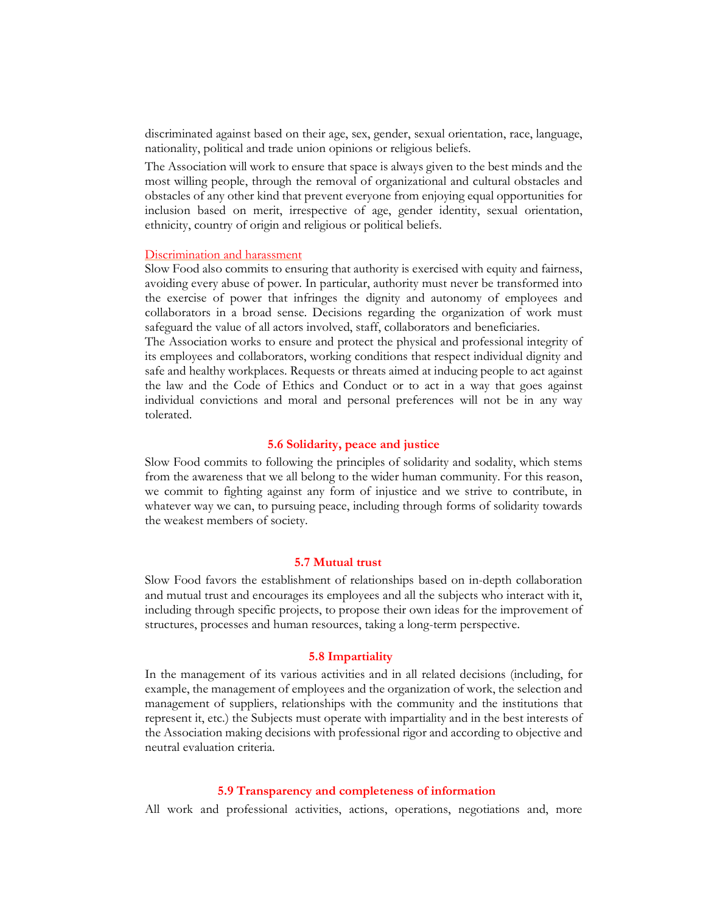discriminated against based on their age, sex, gender, sexual orientation, race, language, nationality, political and trade union opinions or religious beliefs.

The Association will work to ensure that space is always given to the best minds and the most willing people, through the removal of organizational and cultural obstacles and obstacles of any other kind that prevent everyone from enjoying equal opportunities for inclusion based on merit, irrespective of age, gender identity, sexual orientation, ethnicity, country of origin and religious or political beliefs.

Discrimination and harassment

Slow Food also commits to ensuring that authority is exercised with equity and fairness, avoiding every abuse of power. In particular, authority must never be transformed into the exercise of power that infringes the dignity and autonomy of employees and collaborators in a broad sense. Decisions regarding the organization of work must safeguard the value of all actors involved, staff, collaborators and beneficiaries.

The Association works to ensure and protect the physical and professional integrity of its employees and collaborators, working conditions that respect individual dignity and safe and healthy workplaces. Requests or threats aimed at inducing people to act against the law and the Code of Ethics and Conduct or to act in a way that goes against individual convictions and moral and personal preferences will not be in any way tolerated.

### 5.6 Solidarity, peace and justice

Slow Food commits to following the principles of solidarity and sodality, which stems from the awareness that we all belong to the wider human community. For this reason, we commit to fighting against any form of injustice and we strive to contribute, in whatever way we can, to pursuing peace, including through forms of solidarity towards the weakest members of society.

### 5.7 Mutual trust

Slow Food favors the establishment of relationships based on in-depth collaboration and mutual trust and encourages its employees and all the subjects who interact with it, including through specific projects, to propose their own ideas for the improvement of structures, processes and human resources, taking a long-term perspective.

### 5.8 Impartiality

In the management of its various activities and in all related decisions (including, for example, the management of employees and the organization of work, the selection and management of suppliers, relationships with the community and the institutions that represent it, etc.) the Subjects must operate with impartiality and in the best interests of the Association making decisions with professional rigor and according to objective and neutral evaluation criteria.

### 5.9 Transparency and completeness of information

All work and professional activities, actions, operations, negotiations and, more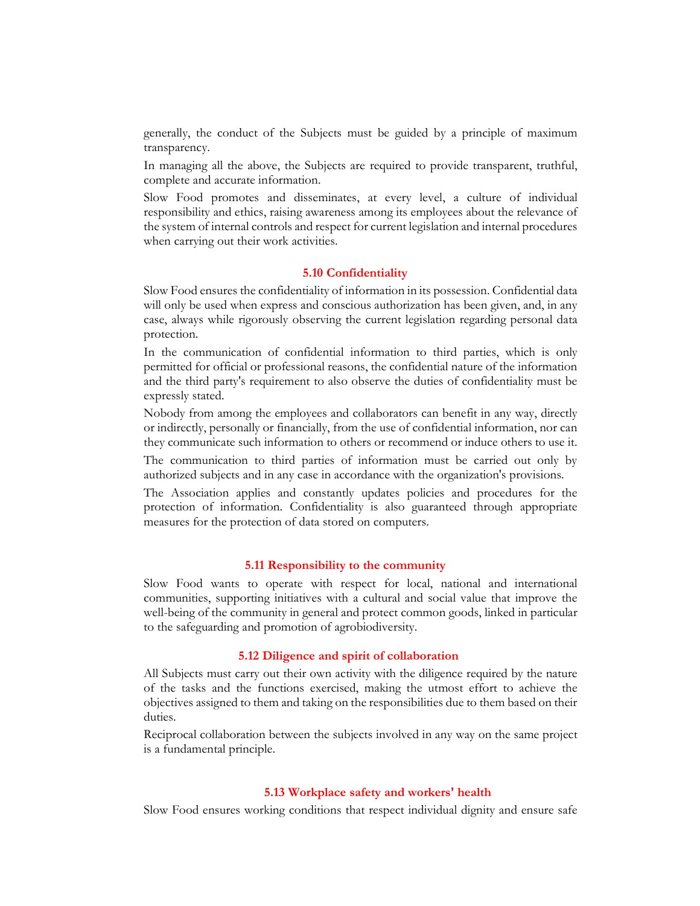generally, the conduct of the Subjects must be guided by a principle of maximum transparency.

In managing all the above, the Subjects are required to provide transparent, truthful, complete and accurate information.

Slow Food promotes and disseminates, at every level, a culture of individual responsibility and ethics, raising awareness among its employees about the relevance of the system of internal controls and respect for current legislation and internal procedures when carrying out their work activities.

### 5.10 Confidentiality

Slow Food ensures the confidentiality of information in its possession. Confidential data will only be used when express and conscious authorization has been given, and, in any case, always while rigorously observing the current legislation regarding personal data protection.

In the communication of confidential information to third parties, which is only permitted for official or professional reasons, the confidential nature of the information and the third party's requirement to also observe the duties of confidentiality must be expressly stated.

Nobody from among the employees and collaborators can benefit in any way, directly or indirectly, personally or financially, from the use of confidential information, nor can they communicate such information to others or recommend or induce others to use it.

The communication to third parties of information must be carried out only by authorized subjects and in any case in accordance with the organization's provisions.

The Association applies and constantly updates policies and procedures for the protection of information. Confidentiality is also guaranteed through appropriate measures for the protection of data stored on computers.

### 5.11 Responsibility to the community

Slow Food wants to operate with respect for local, national and international communities, supporting initiatives with a cultural and social value that improve the well-being of the community in general and protect common goods, linked in particular to the safeguarding and promotion of agrobiodiversity.

### 5.12 Diligence and spirit of collaboration

All Subjects must carry out their own activity with the diligence required by the nature of the tasks and the functions exercised, making the utmost effort to achieve the objectives assigned to them and taking on the responsibilities due to them based on their duties.

Reciprocal collaboration between the subjects involved in any way on the same project is a fundamental principle.

### 5.13 Workplace safety and workers' health

Slow Food ensures working conditions that respect individual dignity and ensure safe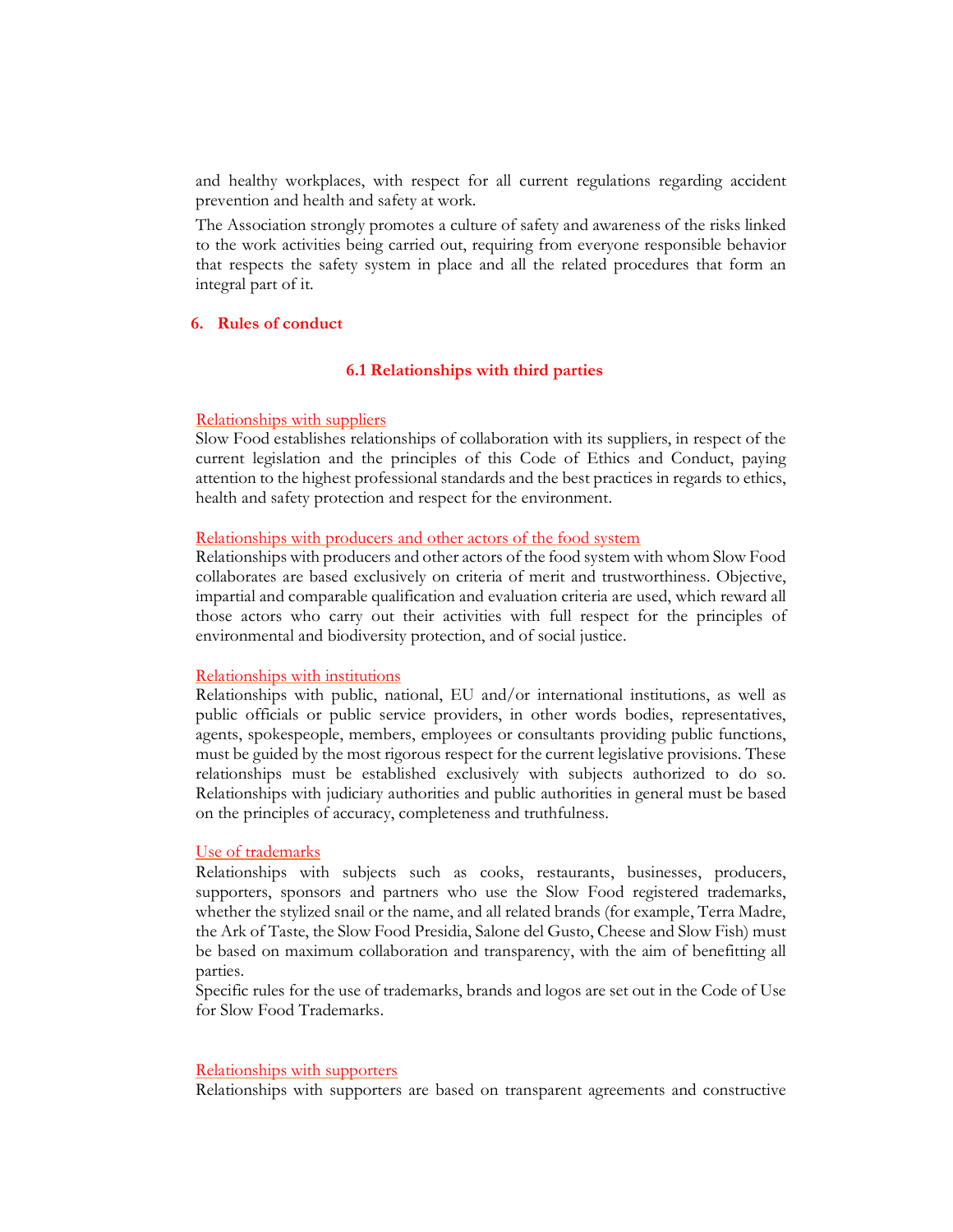and healthy workplaces, with respect for all current regulations regarding accident prevention and health and safety at work.

The Association strongly promotes a culture of safety and awareness of the risks linked to the work activities being carried out, requiring from everyone responsible behavior that respects the safety system in place and all the related procedures that form an integral part of it.

## 6. Rules of conduct

### 6.1 Relationships with third parties

Relationships with suppliers

Slow Food establishes relationships of collaboration with its suppliers, in respect of the current legislation and the principles of this Code of Ethics and Conduct, paying attention to the highest professional standards and the best practices in regards to ethics, health and safety protection and respect for the environment.

Relationships with producers and other actors of the food system

Relationships with producers and other actors of the food system with whom Slow Food collaborates are based exclusively on criteria of merit and trustworthiness. Objective, impartial and comparable qualification and evaluation criteria are used, which reward all those actors who carry out their activities with full respect for the principles of environmental and biodiversity protection, and of social justice.

Relationships with institutions

Relationships with public, national, EU and/or international institutions, as well as public officials or public service providers, in other words bodies, representatives, agents, spokespeople, members, employees or consultants providing public functions, must be guided by the most rigorous respect for the current legislative provisions. These relationships must be established exclusively with subjects authorized to do so. Relationships with judiciary authorities and public authorities in general must be based on the principles of accuracy, completeness and truthfulness.

Use of trademarks

Relationships with subjects such as cooks, restaurants, businesses, producers, supporters, sponsors and partners who use the Slow Food registered trademarks, whether the stylized snail or the name, and all related brands (for example, Terra Madre, the Ark of Taste, the Slow Food Presidia, Salone del Gusto, Cheese and Slow Fish) must be based on maximum collaboration and transparency, with the aim of benefitting all parties.

Specific rules for the use of trademarks, brands and logos are set out in the Code of Use for Slow Food Trademarks.

Relationships with supporters

Relationships with supporters are based on transparent agreements and constructive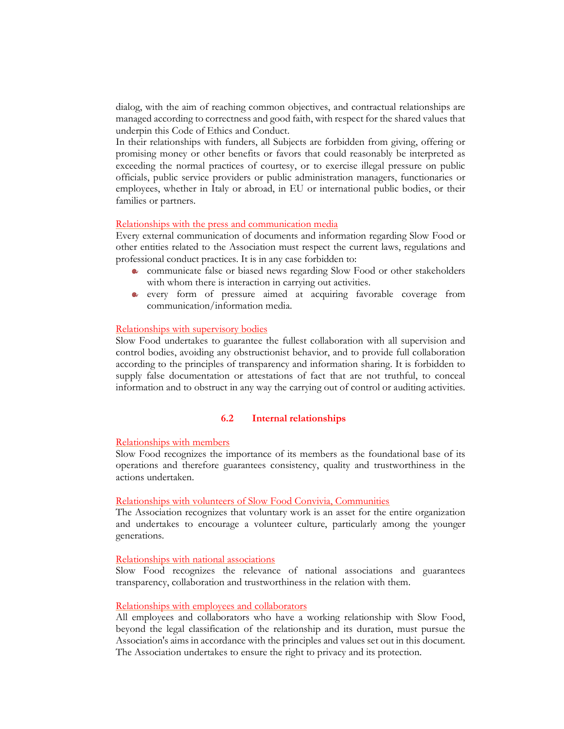dialog, with the aim of reaching common objectives, and contractual relationships are managed according to correctness and good faith, with respect for the shared values that underpin this Code of Ethics and Conduct.

In their relationships with funders, all Subjects are forbidden from giving, offering or promising money or other benefits or favors that could reasonably be interpreted as exceeding the normal practices of courtesy, or to exercise illegal pressure on public officials, public service providers or public administration managers, functionaries or employees, whether in Italy or abroad, in EU or international public bodies, or their families or partners.

Relationships with the press and communication media

Every external communication of documents and information regarding Slow Food or other entities related to the Association must respect the current laws, regulations and professional conduct practices. It is in any case forbidden to:

- communicate false or biased news regarding Slow Food or other stakeholders with whom there is interaction in carrying out activities.
- every form of pressure aimed at acquiring favorable coverage from communication/information media.

Relationships with supervisory bodies

Slow Food undertakes to guarantee the fullest collaboration with all supervision and control bodies, avoiding any obstructionist behavior, and to provide full collaboration according to the principles of transparency and information sharing. It is forbidden to supply false documentation or attestations of fact that are not truthful, to conceal information and to obstruct in any way the carrying out of control or auditing activities.

## 6.2 Internal relationships

Relationships with members

Slow Food recognizes the importance of its members as the foundational base of its operations and therefore guarantees consistency, quality and trustworthiness in the actions undertaken.

Relationships with volunteers of Slow Food Convivia, Communities

The Association recognizes that voluntary work is an asset for the entire organization and undertakes to encourage a volunteer culture, particularly among the younger generations.

Relationships with national associations

Slow Food recognizes the relevance of national associations and guarantees transparency, collaboration and trustworthiness in the relation with them.

Relationships with employees and collaborators

All employees and collaborators who have a working relationship with Slow Food, beyond the legal classification of the relationship and its duration, must pursue the Association's aims in accordance with the principles and values set out in this document. The Association undertakes to ensure the right to privacy and its protection.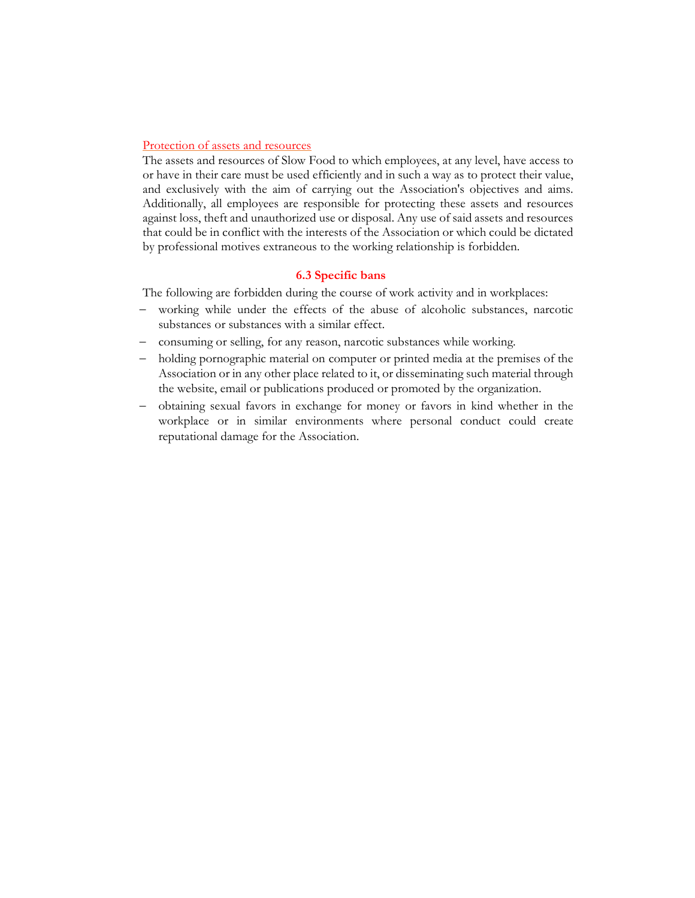Protection of assets and resources

The assets and resources of Slow Food to which employees, at any level, have access to or have in their care must be used efficiently and in such a way as to protect their value, and exclusively with the aim of carrying out the Association's objectives and aims. Additionally, all employees are responsible for protecting these assets and resources against loss, theft and unauthorized use or disposal. Any use of said assets and resources that could be in conflict with the interests of the Association or which could be dictated by professional motives extraneous to the working relationship is forbidden.

### 6.3 Specific bans

The following are forbidden during the course of work activity and in workplaces:

- working while under the effects of the abuse of alcoholic substances, narcotic substances or substances with a similar effect.
- consuming or selling, for any reason, narcotic substances while working.
- holding pornographic material on computer or printed media at the premises of the Association or in any other place related to it, or disseminating such material through the website, email or publications produced or promoted by the organization.
- obtaining sexual favors in exchange for money or favors in kind whether in the workplace or in similar environments where personal conduct could create reputational damage for the Association.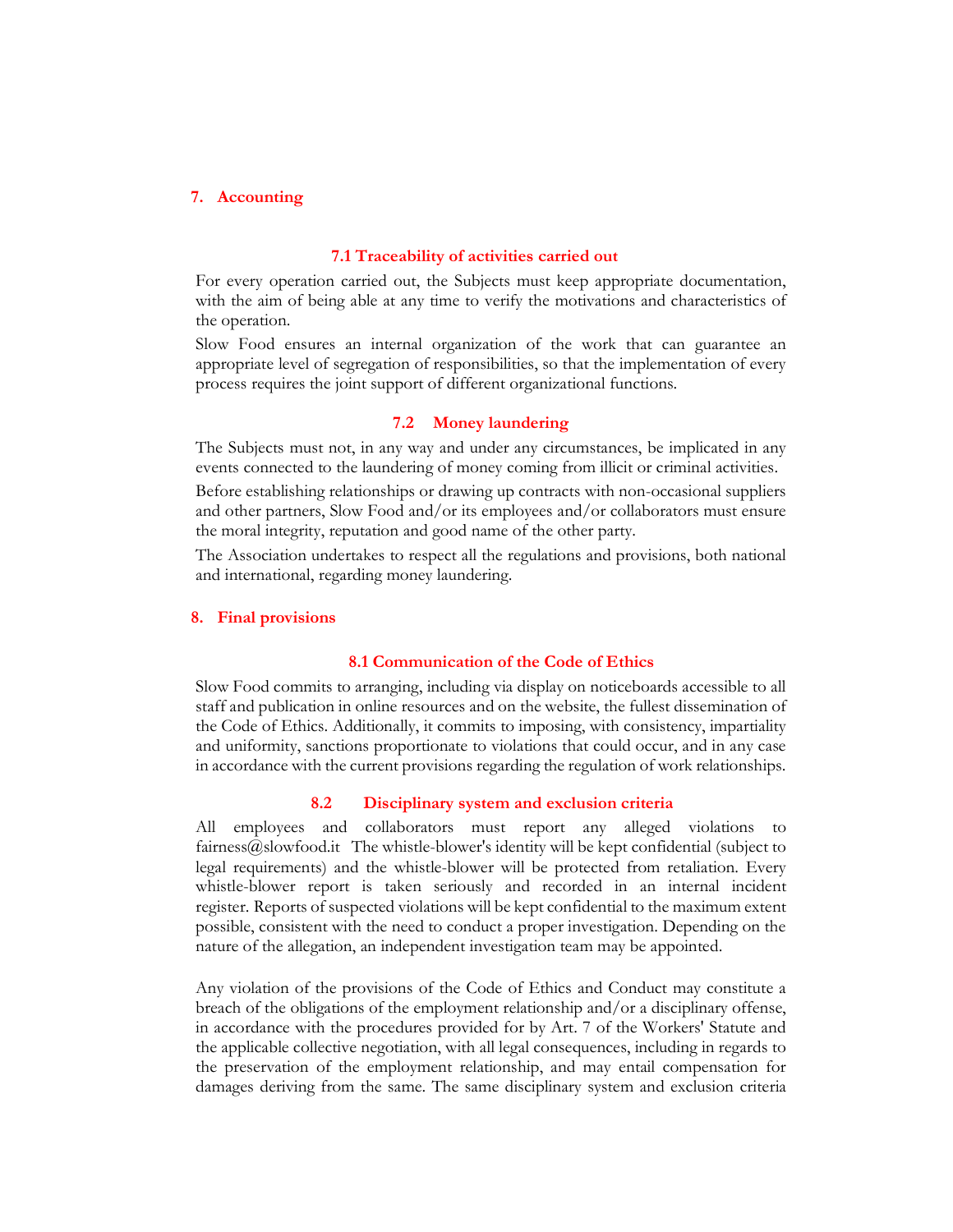## 7. Accounting

### 7.1 Traceability of activities carried out

For every operation carried out, the Subjects must keep appropriate documentation, with the aim of being able at any time to verify the motivations and characteristics of the operation.

Slow Food ensures an internal organization of the work that can guarantee an appropriate level of segregation of responsibilities, so that the implementation of every process requires the joint support of different organizational functions.

### 7.2 Money laundering

The Subjects must not, in any way and under any circumstances, be implicated in any events connected to the laundering of money coming from illicit or criminal activities.

Before establishing relationships or drawing up contracts with non-occasional suppliers and other partners, Slow Food and/or its employees and/or collaborators must ensure the moral integrity, reputation and good name of the other party.

The Association undertakes to respect all the regulations and provisions, both national and international, regarding money laundering.

## 8. Final provisions

### 8.1 Communication of the Code of Ethics

Slow Food commits to arranging, including via display on noticeboards accessible to all staff and publication in online resources and on the website, the fullest dissemination of the Code of Ethics. Additionally, it commits to imposing, with consistency, impartiality and uniformity, sanctions proportionate to violations that could occur, and in any case in accordance with the current provisions regarding the regulation of work relationships.

### 8.2 Disciplinary system and exclusion criteria

All employees and collaborators must report any alleged violations to fairness@slowfood.it The whistle-blower's identity will be kept confidential (subject to legal requirements) and the whistle-blower will be protected from retaliation. Every whistle-blower report is taken seriously and recorded in an internal incident register. Reports of suspected violations will be kept confidential to the maximum extent possible, consistent with the need to conduct a proper investigation. Depending on the nature of the allegation, an independent investigation team may be appointed.

Any violation of the provisions of the Code of Ethics and Conduct may constitute a breach of the obligations of the employment relationship and/or a disciplinary offense, in accordance with the procedures provided for by Art. 7 of the Workers' Statute and the applicable collective negotiation, with all legal consequences, including in regards to the preservation of the employment relationship, and may entail compensation for damages deriving from the same. The same disciplinary system and exclusion criteria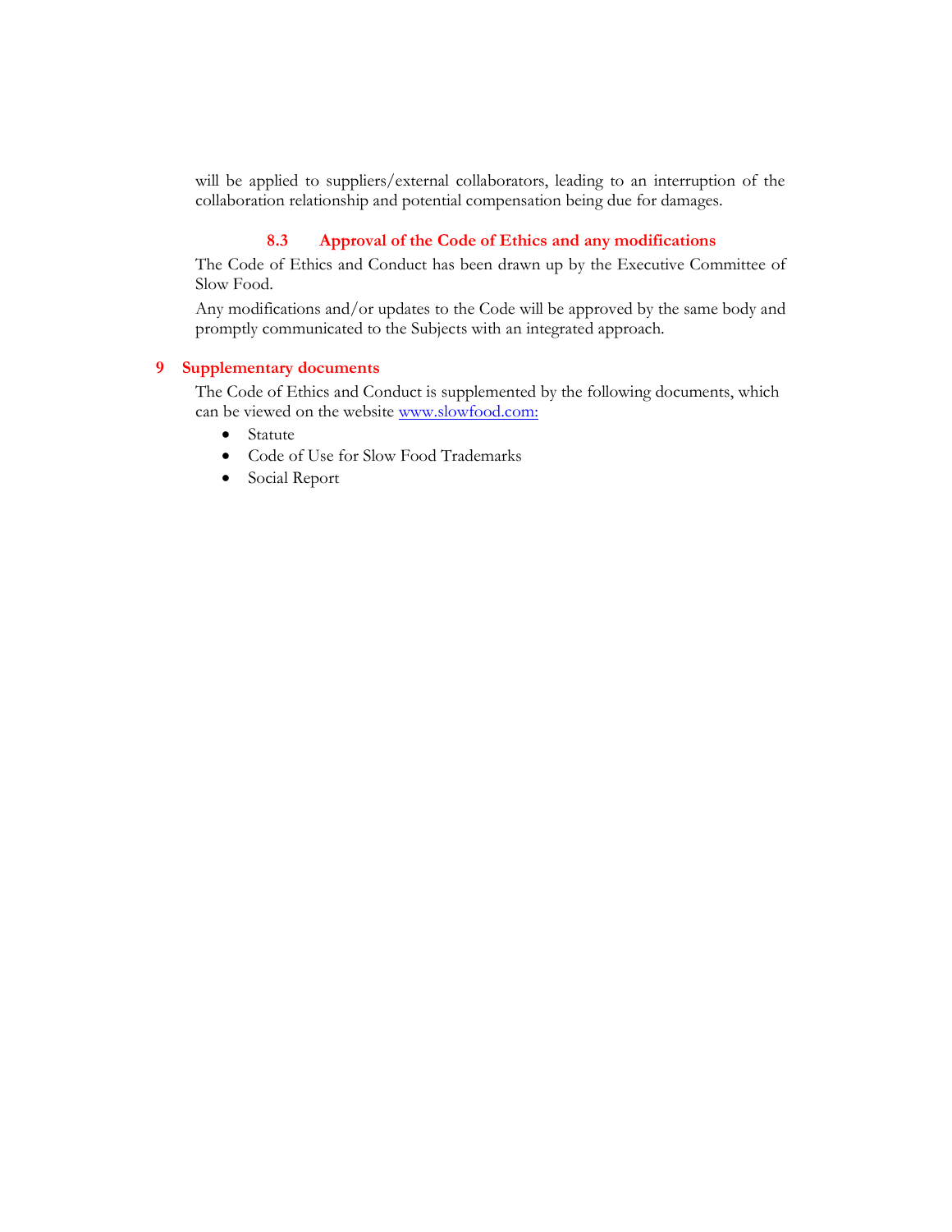will be applied to suppliers/external collaborators, leading to an interruption of the collaboration relationship and potential compensation being due for damages.

### 8.3 Approval of the Code of Ethics and any modifications

The Code of Ethics and Conduct has been drawn up by the Executive Committee of Slow Food.

Any modifications and/or updates to the Code will be approved by the same body and promptly communicated to the Subjects with an integrated approach.

## 9 Supplementary documents

The Code of Ethics and Conduct is supplemented by the following documents, which can be viewed on the website www.slowfood.com:

- Statute
- Code of Use for Slow Food Trademarks
- Social Report